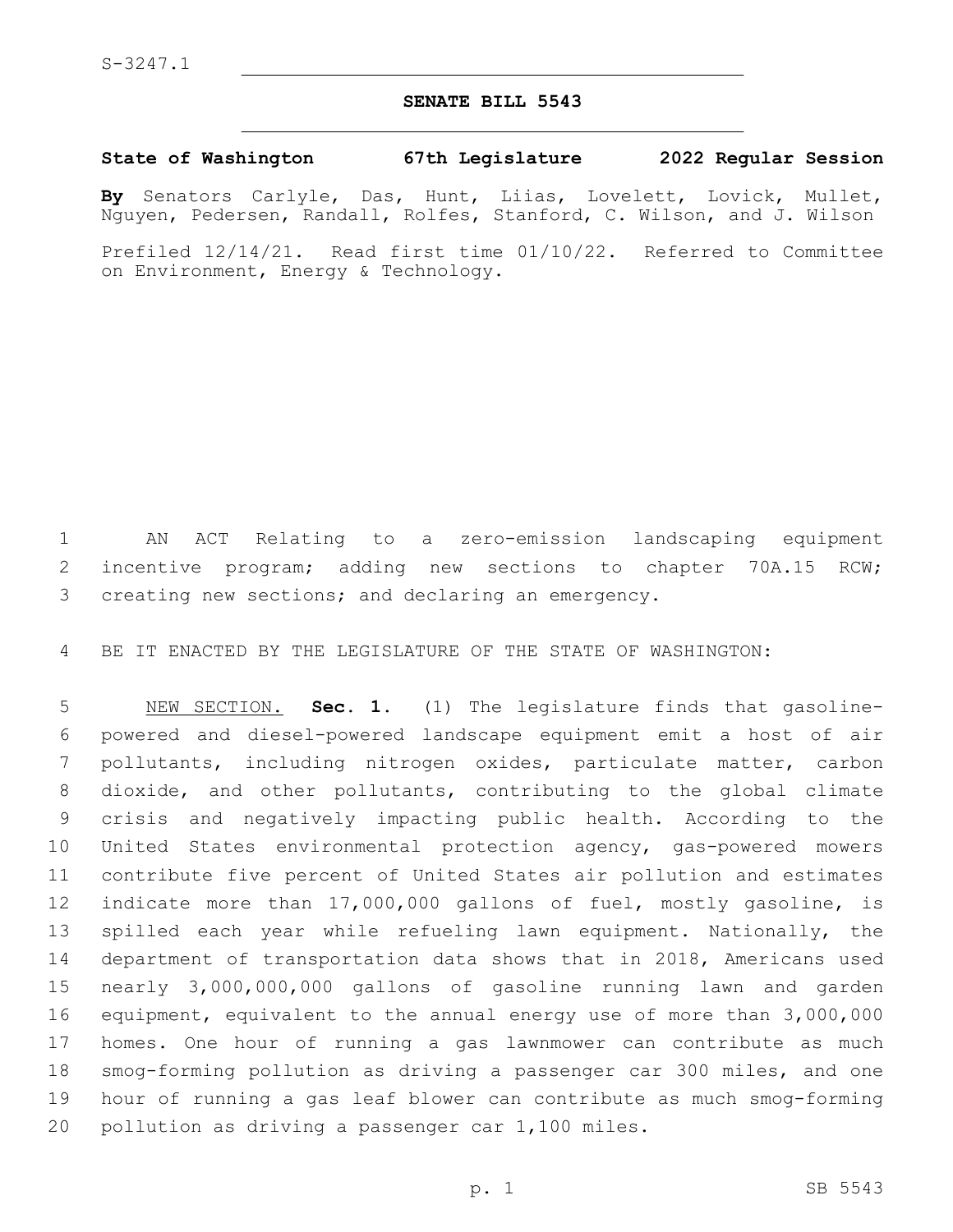S-3247.1

# SENATE BILL 5543

**State of Washington 67th Legislature 2022 Regular Session**

**By** Senators Carlyle, Das, Hunt, Liias, Lovelett, Lovick, Mullet, Nguyen, Pedersen, Randall, Rolfes, Stanford, C. Wilson, and J. Wilson

Prefiled 12/14/21. Read first time 01/10/22. Referred to Committee on Environment, Energy & Technology.

AN ACT Relating to a zero-emission landscaping equipment incentive program; adding new sections to chapter 70A.15 RCW; creating new sections; and declaring an emergency.

BE IT ENACTED BY THE LEGISLATURE OF THE STATE OF WASHINGTON:

NEW SECTION. **Sec. 1.** (1) The legislature finds that gasoline-powered and diesel-powered landscape equipment emit a host of air pollutants, including nitrogen oxides, particulate matter, carbon dioxide, and other pollutants, contributing to the global climate crisis and negatively impacting public health. According to the United States environmental protection agency, gas-powered mowers contribute five percent of United States air pollution and estimates indicate more than 17,000,000 gallons of fuel, mostly gasoline, is spilled each year while refueling lawn equipment. Nationally, the department of transportation data shows that in 2018, Americans used nearly 3,000,000,000 gallons of gasoline running lawn and garden equipment, equivalent to the annual energy use of more than 3,000,000 homes. One hour of running a gas lawnmower can contribute as much smog-forming pollution as driving a passenger car 300 miles, and one hour of running a gas leaf blower can contribute as much smog-forming pollution as driving a passenger car 1,100 miles.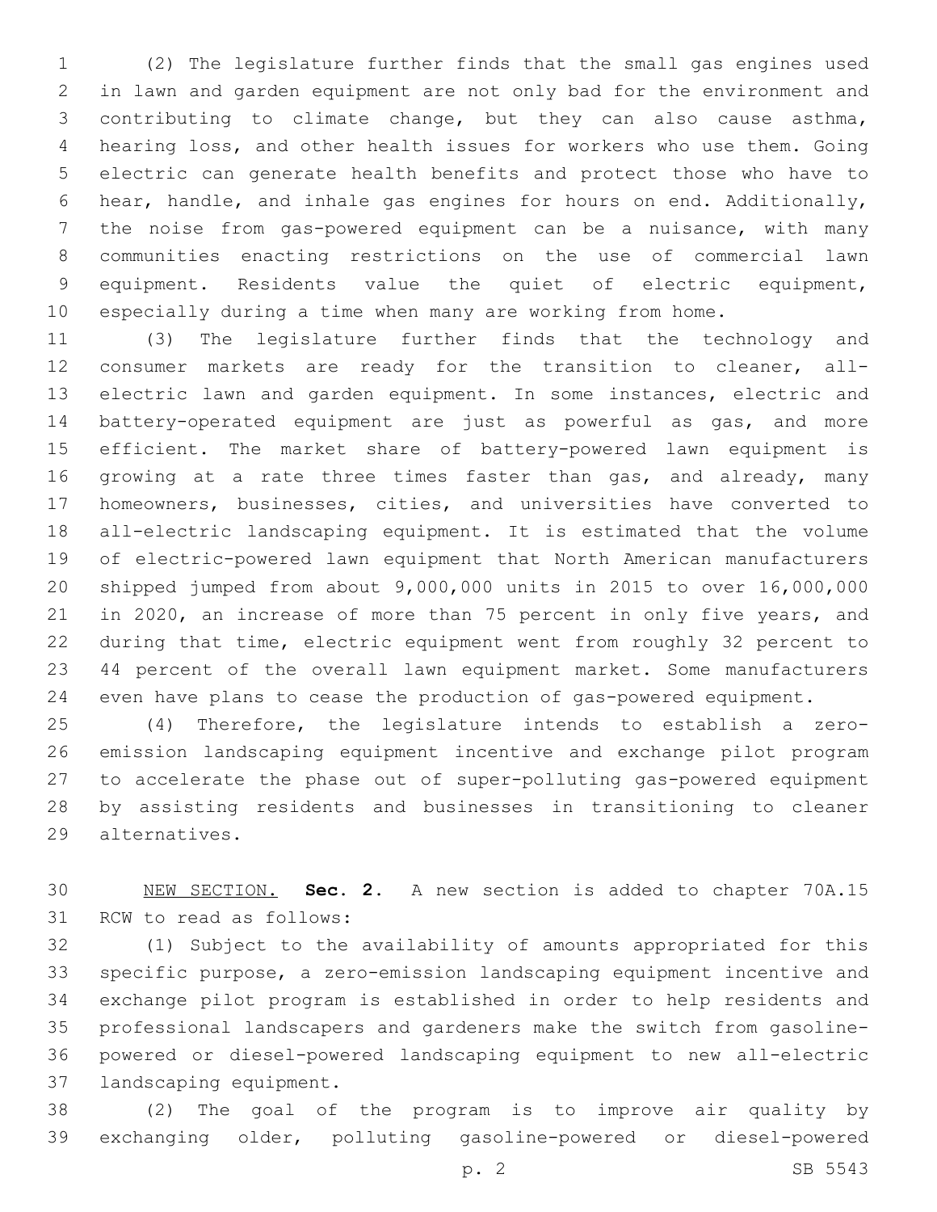(2) The legislature further finds that the small gas engines used in lawn and garden equipment are not only bad for the environment and contributing to climate change, but they can also cause asthma, hearing loss, and other health issues for workers who use them. Going electric can generate health benefits and protect those who have to hear, handle, and inhale gas engines for hours on end. Additionally, the noise from gas-powered equipment can be a nuisance, with many communities enacting restrictions on the use of commercial lawn equipment. Residents value the quiet of electric equipment, especially during a time when many are working from home.

(3) The legislature further finds that the technology and consumer markets are ready for the transition to cleaner, all-electric lawn and garden equipment. In some instances, electric and battery-operated equipment are just as powerful as gas, and more efficient. The market share of battery-powered lawn equipment is growing at a rate three times faster than gas, and already, many homeowners, businesses, cities, and universities have converted to all-electric landscaping equipment. It is estimated that the volume of electric-powered lawn equipment that North American manufacturers shipped jumped from about 9,000,000 units in 2015 to over 16,000,000 in 2020, an increase of more than 75 percent in only five years, and during that time, electric equipment went from roughly 32 percent to 44 percent of the overall lawn equipment market. Some manufacturers even have plans to cease the production of gas-powered equipment.

(4) Therefore, the legislature intends to establish a zero-emission landscaping equipment incentive and exchange pilot program to accelerate the phase out of super-polluting gas-powered equipment by assisting residents and businesses in transitioning to cleaner alternatives.

NEW SECTION. **Sec. 2.** A new section is added to chapter 70A.15 RCW to read as follows:

(1) Subject to the availability of amounts appropriated for this specific purpose, a zero-emission landscaping equipment incentive and exchange pilot program is established in order to help residents and professional landscapers and gardeners make the switch from gasoline-powered or diesel-powered landscaping equipment to new all-electric landscaping equipment.

(2) The goal of the program is to improve air quality by exchanging older, polluting gasoline-powered or diesel-powered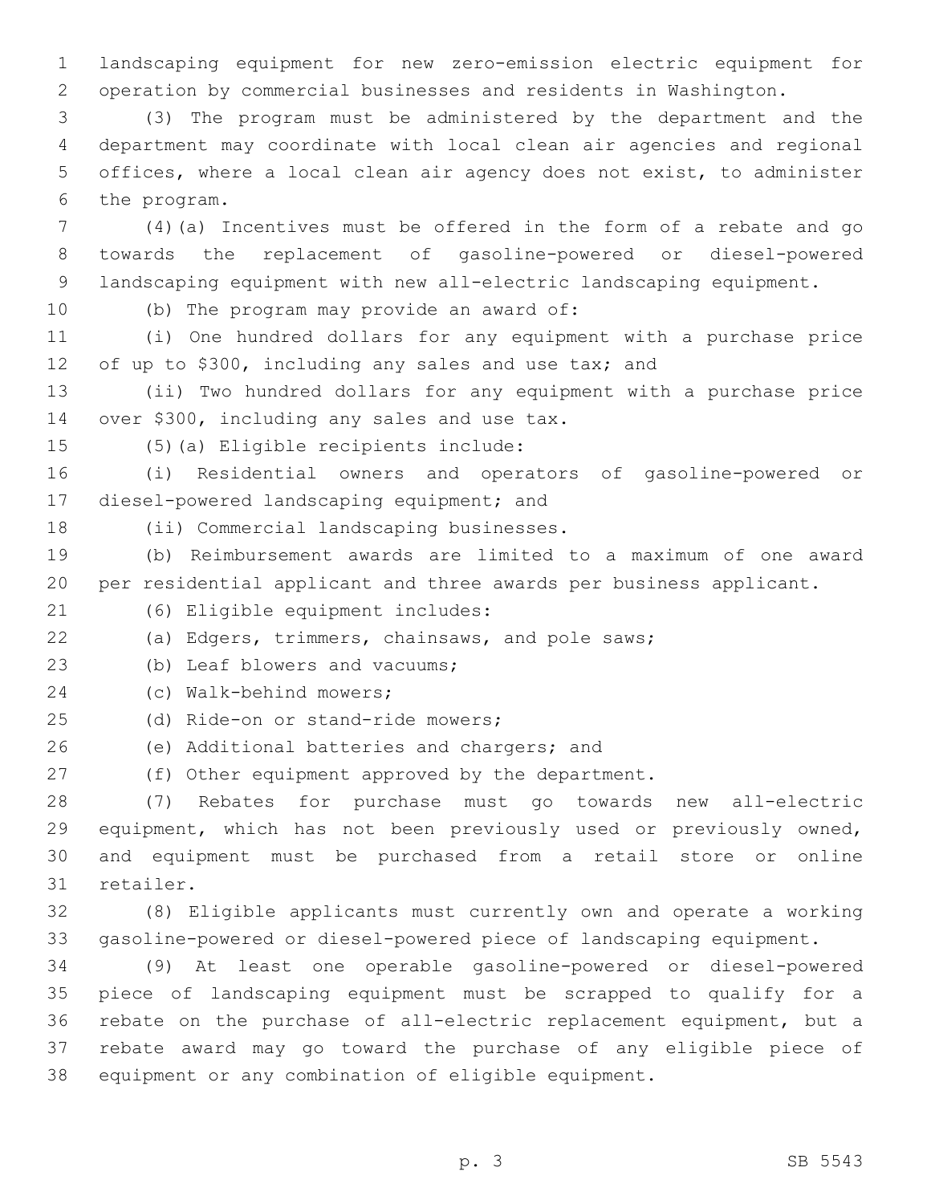landscaping equipment for new zero-emission electric equipment for operation by commercial businesses and residents in Washington.

(3) The program must be administered by the department and the department may coordinate with local clean air agencies and regional offices, where a local clean air agency does not exist, to administer the program.

(4)(a) Incentives must be offered in the form of a rebate and go towards the replacement of gasoline-powered or diesel-powered landscaping equipment with new all-electric landscaping equipment.

(b) The program may provide an award of:

(i) One hundred dollars for any equipment with a purchase price of up to $300, including any sales and use tax; and

(ii) Two hundred dollars for any equipment with a purchase price over $300, including any sales and use tax.

(5)(a) Eligible recipients include:

(i) Residential owners and operators of gasoline-powered or diesel-powered landscaping equipment; and

(ii) Commercial landscaping businesses.

(b) Reimbursement awards are limited to a maximum of one award per residential applicant and three awards per business applicant.

(6) Eligible equipment includes:

(a) Edgers, trimmers, chainsaws, and pole saws;

(b) Leaf blowers and vacuums;

(c) Walk-behind mowers;

(d) Ride-on or stand-ride mowers;

(e) Additional batteries and chargers; and

(f) Other equipment approved by the department.

(7) Rebates for purchase must go towards new all-electric equipment, which has not been previously used or previously owned, and equipment must be purchased from a retail store or online retailer.

(8) Eligible applicants must currently own and operate a working gasoline-powered or diesel-powered piece of landscaping equipment.

(9) At least one operable gasoline-powered or diesel-powered piece of landscaping equipment must be scrapped to qualify for a rebate on the purchase of all-electric replacement equipment, but a rebate award may go toward the purchase of any eligible piece of equipment or any combination of eligible equipment.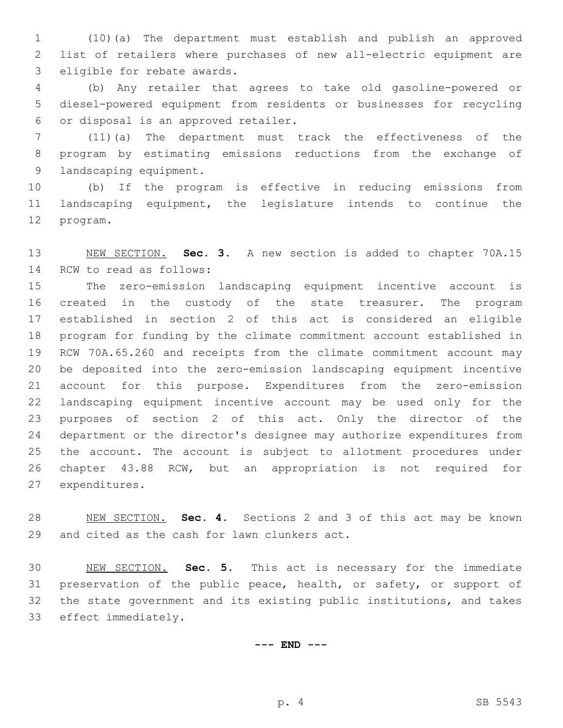(10)(a) The department must establish and publish an approved list of retailers where purchases of new all-electric equipment are eligible for rebate awards.

(b) Any retailer that agrees to take old gasoline-powered or diesel-powered equipment from residents or businesses for recycling or disposal is an approved retailer.

(11)(a) The department must track the effectiveness of the program by estimating emissions reductions from the exchange of landscaping equipment.

(b) If the program is effective in reducing emissions from landscaping equipment, the legislature intends to continue the program.

NEW SECTION. **Sec. 3.** A new section is added to chapter 70A.15 RCW to read as follows:

The zero-emission landscaping equipment incentive account is created in the custody of the state treasurer. The program established in section 2 of this act is considered an eligible program for funding by the climate commitment account established in RCW 70A.65.260 and receipts from the climate commitment account may be deposited into the zero-emission landscaping equipment incentive account for this purpose. Expenditures from the zero-emission landscaping equipment incentive account may be used only for the purposes of section 2 of this act. Only the director of the department or the director's designee may authorize expenditures from the account. The account is subject to allotment procedures under chapter 43.88 RCW, but an appropriation is not required for expenditures.

NEW SECTION. **Sec. 4.** Sections 2 and 3 of this act may be known and cited as the cash for lawn clunkers act.

NEW SECTION. **Sec. 5.** This act is necessary for the immediate preservation of the public peace, health, or safety, or support of the state government and its existing public institutions, and takes effect immediately.

**--- END ---**